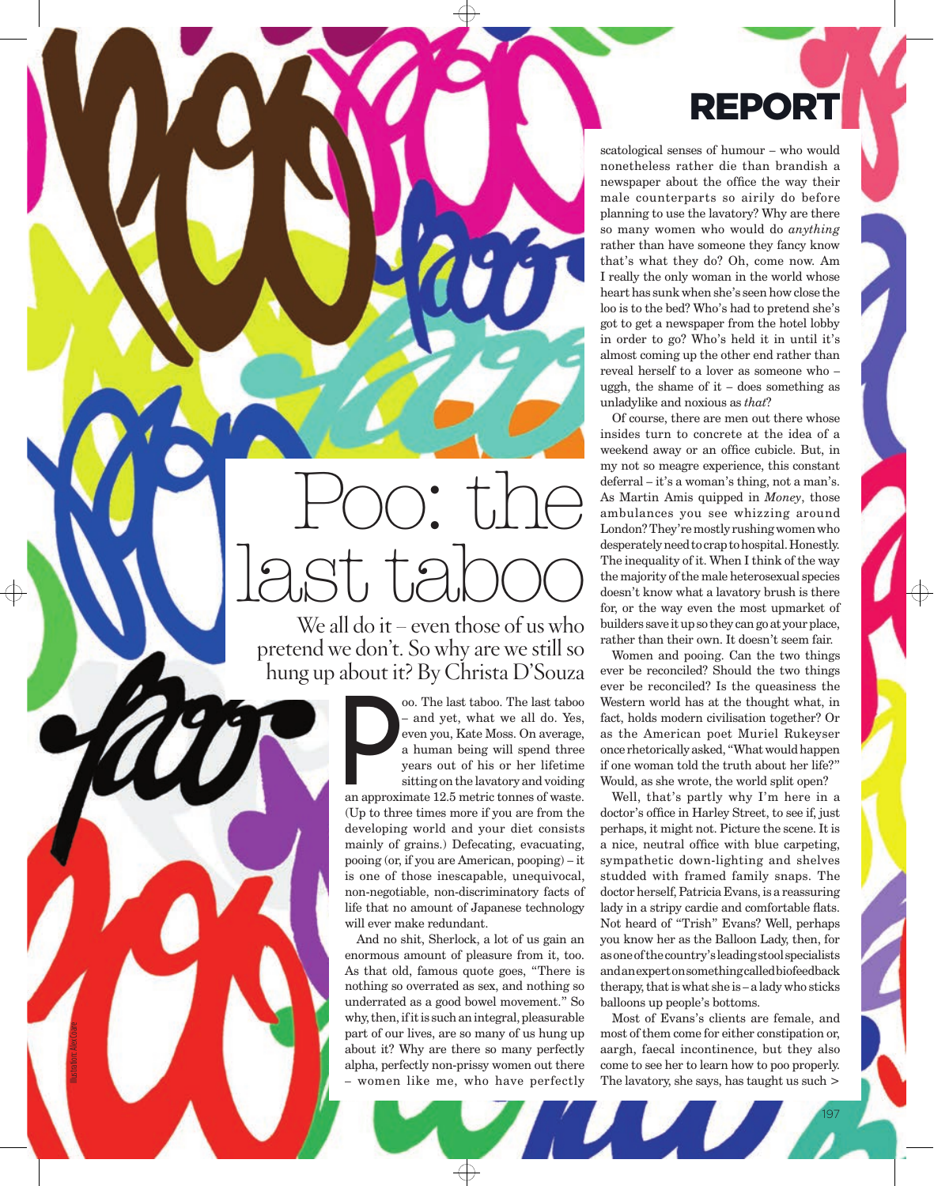# Poo: the last taboo

We all do it – even those of us who pretend we don't. So why are we still so hung up about it? By Christa D'Souza

Poo. The last taboo. The last taboo – and yet, what we all do. Yes, even you, Kate Moss. On average, a human being will spend three years out of his or her lifetime sitting on the lavatory and voiding an approximate 12.5 metric tonnes of waste. (Up to three times more if you are from the developing world and your diet consists mainly of grains.) Defecating, evacuating, pooing (or, if you are American, pooping) – it is one of those inescapable, unequivocal, non-negotiable, non-discriminatory facts of life that no amount of Japanese technology will ever make redundant.

And no shit, Sherlock, a lot of us gain an enormous amount of pleasure from it, too. As that old, famous quote goes, "There is nothing so overrated as sex, and nothing so underrated as a good bowel movement." So why, then, if it is such an integral, pleasurable part of our lives, are so many of us hung up about it? Why are there so many perfectly alpha, perfectly non-prissy women out there – women like me, who have perfectly scatological senses of humour – who would nonetheless rather die than brandish a newspaper about the office the way their male counterparts so airily do before planning to use the lavatory? Why are there so many women who would do *anything* rather than have someone they fancy know that's what they do? Oh, come now. Am I really the only woman in the world whose heart has sunk when she's seen how close the loo is to the bed? Who's had to pretend she's got to get a newspaper from the hotel lobby in order to go? Who's held it in until it's almost coming up the other end rather than reveal herself to a lover as someone who – uggh, the shame of it – does something as unladylike and noxious as *that*?

Of course, there are men out there whose insides turn to concrete at the idea of a weekend away or an office cubicle. But, in my not so meagre experience, this constant deferral – it's a woman's thing, not a man's. As Martin Amis quipped in *Money*, those ambulances you see whizzing around London? They're mostly rushing women who desperately need to crap to hospital. Honestly. The inequality of it. When I think of the way the majority of the male heterosexual species doesn't know what a lavatory brush is there for, or the way even the most upmarket of builders save it up so they can go at your place, rather than their own. It doesn't seem fair.

Women and pooing. Can the two things ever be reconciled? Should the two things ever be reconciled? Is the queasiness the Western world has at the thought what, in fact, holds modern civilisation together? Or as the American poet Muriel Rukeyser once rhetorically asked, "What would happen if one woman told the truth about her life?" Would, as she wrote, the world split open?

Well, that's partly why I'm here in a doctor's office in Harley Street, to see if, just perhaps, it might not. Picture the scene. It is a nice, neutral office with blue carpeting, sympathetic down-lighting and shelves studded with framed family snaps. The doctor herself, Patricia Evans, is a reassuring lady in a stripy cardie and comfortable flats. Not heard of "Trish" Evans? Well, perhaps you know her as the Balloon Lady, then, for as one of the country's leading stool specialists and an expert on something called biofeedback therapy, that is what she is – a lady who sticks balloons up people's bottoms.

Most of Evans's clients are female, and most of them come for either constipation or, aargh, faecal incontinence, but they also come to see her to learn how to poo properly. The lavatory, she says, has taught us such >

Illustration: Alex Cooke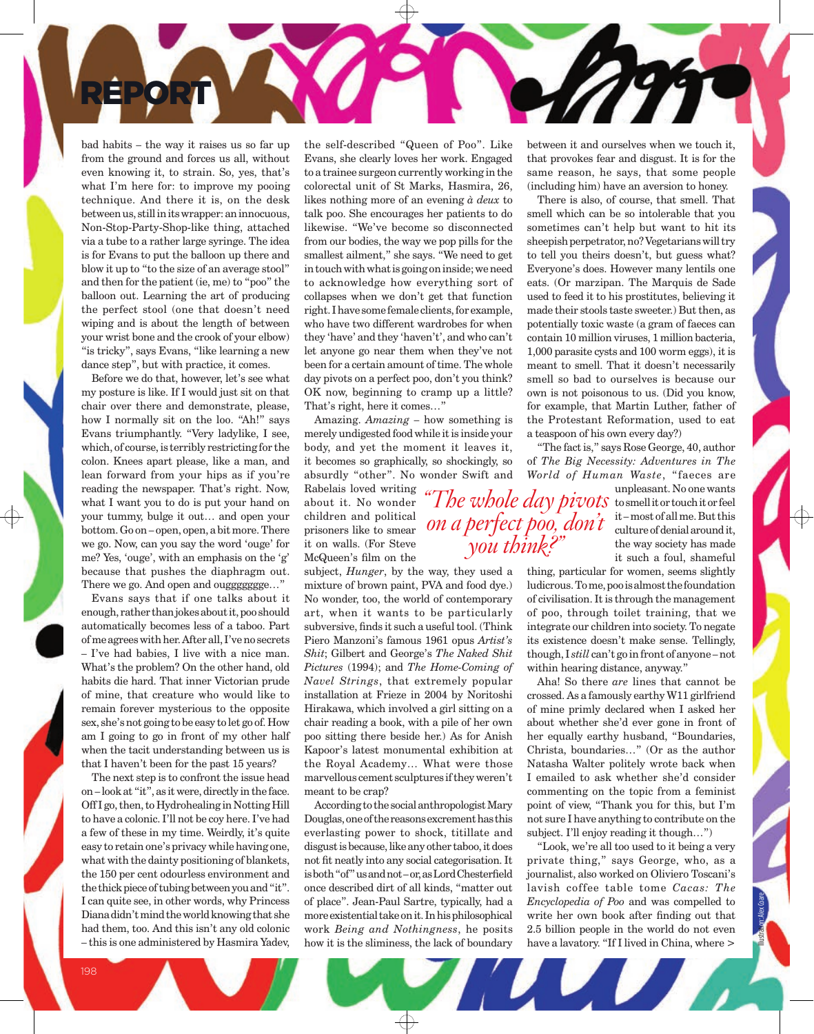# REPORT

bad habits – the way it raises us so far up from the ground and forces us all, without even knowing it, to strain. So, yes, that's what I'm here for: to improve my pooing technique. And there it is, on the desk between us, still in its wrapper: an innocuous, Non-Stop-Party-Shop-like thing, attached via a tube to a rather large syringe. The idea is for Evans to put the balloon up there and blow it up to "to the size of an average stool" and then for the patient (ie, me) to "poo" the balloon out. Learning the art of producing the perfect stool (one that doesn't need wiping and is about the length of between your wrist bone and the crook of your elbow) "is tricky", says Evans, "like learning a new dance step", but with practice, it comes.

Before we do that, however, let's see what my posture is like. If I would just sit on that chair over there and demonstrate, please, how I normally sit on the loo. "Ah!" says Evans triumphantly. "Very ladylike, I see, which, of course, is terribly restricting for the colon. Knees apart please, like a man, and lean forward from your hips as if you're reading the newspaper. That's right. Now, what I want you to do is put your hand on your tummy, bulge it out… and open your bottom. Go on – open, open, a bit more. There we go. Now, can you say the word 'ouge' for me? Yes, 'ouge', with an emphasis on the 'g' because that pushes the diaphragm out. There we go. And open and ouggggggge…"

Evans says that if one talks about it enough, rather than jokes about it, poo should automatically becomes less of a taboo. Part of me agrees with her. After all, I've no secrets – I've had babies, I live with a nice man. What's the problem? On the other hand, old habits die hard. That inner Victorian prude of mine, that creature who would like to remain forever mysterious to the opposite sex, she's not going to be easy to let go of. How am I going to go in front of my other half when the tacit understanding between us is that I haven't been for the past 15 years?

The next step is to confront the issue head on – look at "it", as it were, directly in the face. Off I go, then, to Hydrohealing in Notting Hill to have a colonic. I'll not be coy here. I've had a few of these in my time. Weirdly, it's quite easy to retain one's privacy while having one, what with the dainty positioning of blankets, the 150 per cent odourless environment and the thick piece of tubing between you and "it". I can quite see, in other words, why Princess Diana didn't mind the world knowing that she had them, too. And this isn't any old colonic – this is one administered by Hasmira Yadev, the self-described "Queen of Poo". Like Evans, she clearly loves her work. Engaged to a trainee surgeon currently working in the colorectal unit of St Marks, Hasmira, 26, likes nothing more of an evening *à deux* to talk poo. She encourages her patients to do likewise. "We've become so disconnected from our bodies, the way we pop pills for the smallest ailment," she says. "We need to get in touch with what is going on inside; we need to acknowledge how everything sort of collapses when we don't get that function right. I have some female clients, for example, who have two different wardrobes for when they 'have' and they 'haven't', and who can't let anyone go near them when they've not been for a certain amount of time. The whole day pivots on a perfect poo, don't you think? OK now, beginning to cramp up a little? That's right, here it comes…"

Amazing. *Amazing* – how something is merely undigested food while it is inside your body, and yet the moment it leaves it, it becomes so graphically, so shockingly, so absurdly "other". No wonder Swift and Rabelais loved writing about it. No wonder children and political prisoners like to smear it on walls. (For Steve McQueen's film on the subject, *Hunger*, by the way, they used a mixture of brown paint, PVA and food dye.) No wonder, too, the world of contemporary art, when it wants to be particularly subversive, finds it such a useful tool. (Think Piero Manzoni's famous 1961 opus *Artist's Shit*; Gilbert and George's *The Naked Shit Pictures* (1994); and *The Home-Coming of Navel Strings*, that extremely popular installation at Frieze in 2004 by Noritoshi Hirakawa, which involved a girl sitting on a chair reading a book, with a pile of her own poo sitting there beside her.) As for Anish Kapoor's latest monumental exhibition at the Royal Academy… What were those marvellous cement sculptures if they weren't meant to be crap?

*"The whole day pivots on a perfect poo, don't you think?"*

According to the social anthropologist Mary Douglas, one of the reasons excrement has this everlasting power to shock, titillate and disgust is because, like any other taboo, it does not fit neatly into any social categorisation. It is both "of" us and not – or, as Lord Chesterfield once described dirt of all kinds, "matter out of place". Jean-Paul Sartre, typically, had a more existential take on it. In his philosophical work *Being and Nothingness*, he posits how it is the sliminess, the lack of boundary between it and ourselves when we touch it, that provokes fear and disgust. It is for the same reason, he says, that some people (including him) have an aversion to honey.

There is also, of course, that smell. That smell which can be so intolerable that you sometimes can't help but want to hit its sheepish perpetrator, no? Vegetarians will try to tell you theirs doesn't, but guess what? Everyone's does. However many lentils one eats. (Or marzipan. The Marquis de Sade used to feed it to his prostitutes, believing it made their stools taste sweeter.) But then, as potentially toxic waste (a gram of faeces can contain 10 million viruses, 1 million bacteria, 1,000 parasite cysts and 100 worm eggs), it is meant to smell. That it doesn't necessarily smell so bad to ourselves is because our own is not poisonous to us. (Did you know, for example, that Martin Luther, father of the Protestant Reformation, used to eat a teaspoon of his own every day?)

"The fact is," says Rose George, 40, author of *The Big Necessity: Adventures in The World of Human Waste*, "faeces are unpleasant. No one wants to smell it or touch it or feel it – most of all me. But this culture of denial around it, the way society has made it such a foul, shameful thing, particular for women, seems slightly ludicrous. To me, poo is almost the foundation of civilisation. It is through the management of poo, through toilet training, that we integrate our children into society. To negate its existence doesn't make sense. Tellingly, though, I *still* can't go in front of anyone – not within hearing distance, anyway."

Aha! So there *are* lines that cannot be crossed. As a famously earthy W11 girlfriend of mine primly declared when I asked her about whether she'd ever gone in front of her equally earthy husband, "Boundaries, Christa, boundaries…" (Or as the author Natasha Walter politely wrote back when I emailed to ask whether she'd consider commenting on the topic from a feminist point of view, "Thank you for this, but I'm not sure I have anything to contribute on the subject. I'll enjoy reading it though…")

"Look, we're all too used to it being a very private thing," says George, who, as a journalist, also worked on Oliviero Toscani's lavish coffee table tome *Cacas: The Encyclopedia of Poo* and was compelled to write her own book after finding out that 2.5 billion people in the world do not even have a lavatory. "If I lived in China, where >

Illustration: Alex Gore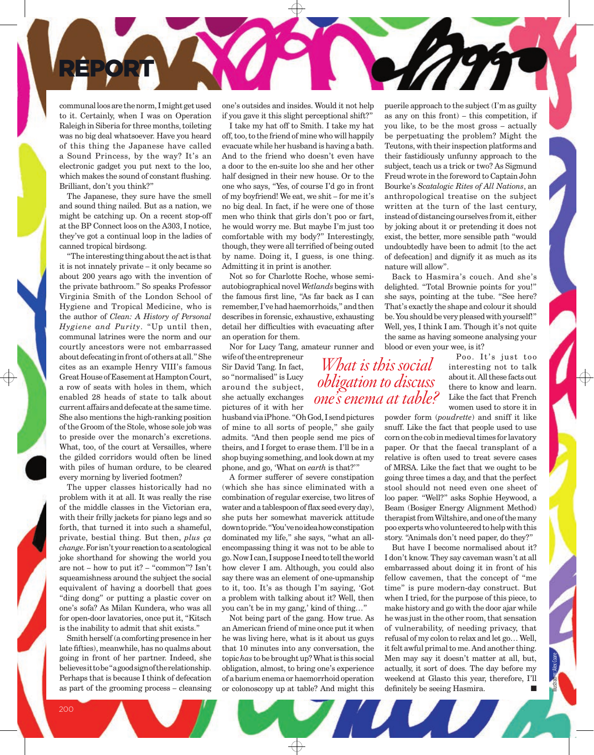REPORT

communal loos are the norm, I might get used to it. Certainly, when I was on Operation Raleigh in Siberia for three months, toileting was no big deal whatsoever. Have you heard of this thing the Japanese have called a Sound Princess, by the way? It's an electronic gadget you put next to the loo, which makes the sound of constant flushing. Brilliant, don't you think?"

The Japanese, they sure have the smell and sound thing nailed. But as a nation, we might be catching up. On a recent stop-off at the BP Connect loos on the A303, I notice, they've got a continual loop in the ladies of canned tropical birdsong.

"The interesting thing about the act is that it is not innately private – it only became so about 200 years ago with the invention of the private bathroom." So speaks Professor Virginia Smith of the London School of Hygiene and Tropical Medicine, who is the author of *Clean: A History of Personal Hygiene and Purity*. "Up until then, communal latrines were the norm and our courtly ancestors were not embarrassed about defecating in front of others at all." She cites as an example Henry VIII's famous Great House of Easement at Hampton Court, a row of seats with holes in them, which enabled 28 heads of state to talk about current affairs and defecate at the same time. She also mentions the high-ranking position of the Groom of the Stole, whose sole job was to preside over the monarch's excretions. What, too, of the court at Versailles, where the gilded corridors would often be lined with piles of human ordure, to be cleared every morning by liveried footmen?

The upper classes historically had no problem with it at all. It was really the rise of the middle classes in the Victorian era, with their frilly jackets for piano legs and so forth, that turned it into such a shameful, private, bestial thing. But then, *plus ça change*. For isn't your reaction to a scatological joke shorthand for showing the world you are not – how to put it? – "common"? Isn't squeamishness around the subject the social equivalent of having a doorbell that goes "ding dong" or putting a plastic cover on one's sofa? As Milan Kundera, who was all for open-door lavatories, once put it, "Kitsch is the inability to admit that shit exists."

Smith herself (a comforting presence in her late fifties), meanwhile, has no qualms about going in front of her partner. Indeed, she believes it to be "a good sign of the relationship. Perhaps that is because I think of defecation as part of the grooming process – cleansing one's outsides and insides. Would it not help if you gave it this slight perceptional shift?"

I take my hat off to Smith. I take my hat off, too, to the friend of mine who will happily evacuate while her husband is having a bath. And to the friend who doesn't even have a door to the en-suite loo she and her other half designed in their new house. Or to the one who says, "Yes, of course I'd go in front of my boyfriend! We eat, we shit – for me it's no big deal. In fact, if he were one of those men who think that girls don't poo or fart, he would worry me. But maybe I'm just too comfortable with my body?" Interestingly, though, they were all terrified of being outed by name. Doing it, I guess, is one thing. Admitting it in print is another.

Not so for Charlotte Roche, whose semi-autobiographical novel *Wetlands* begins with the famous first line, "As far back as I can remember, I've had haemorrhoids," and then describes in forensic, exhaustive, exhausting detail her difficulties with evacuating after an operation for them.

Nor for Lucy Tang, amateur runner and wife of the entrepreneur Sir David Tang. In fact, so "normalised" is Lucy around the subject, she actually exchanges pictures of it with her husband via iPhone. "Oh God, I send pictures of mine to all sorts of people," she gaily admits. "And then people send me pics of theirs, and I forget to erase them. I'll be in a shop buying something, and look down at my phone, and go, 'What on *earth* is that?'"

*What is this social obligation to discuss one's enema at table?*

A former sufferer of severe constipation (which she has since eliminated with a combination of regular exercise, two litres of water and a tablespoon of flax seed every day), she puts her somewhat maverick attitude down to pride. "You've no idea how constipation dominated my life," she says, "what an all-encompassing thing it was not to be able to go. Now I can, I suppose I need to tell the world how clever I am. Although, you could also say there was an element of one-upmanship to it, too. It's as though I'm saying, 'Got a problem with talking about it? Well, then you can't be in my gang,' kind of thing..."

Not being part of the gang. How true. As an American friend of mine once put it when he was living here, what is it about us guys that 10 minutes into any conversation, the topic *has* to be brought up? What is this social obligation, almost, to bring one's experience of a barium enema or haemorrhoid operation or colonoscopy up at table? And might this puerile approach to the subject (I'm as guilty as any on this front) – this competition, if you like, to be the most gross – actually be perpetuating the problem? Might the Teutons, with their inspection platforms and their fastidiously unfunny approach to the subject, teach us a trick or two? As Sigmund Freud wrote in the foreword to Captain John Bourke's *Scatalogic Rites of All Nations*, an anthropological treatise on the subject written at the turn of the last century, instead of distancing ourselves from it, either by joking about it or pretending it does not exist, the better, more sensible path "would undoubtedly have been to admit [to the act of defecation] and dignify it as much as its nature will allow".

Back to Hasmira's couch. And she's delighted. "Total Brownie points for you!" she says, pointing at the tube. "See here? That's exactly the shape and colour it should be. You should be very pleased with yourself!" Well, yes, I think I am. Though it's not quite the same as having someone analysing your blood or even your wee, is it?

Poo. It's just too interesting not to talk about it. All these facts out there to know and learn. Like the fact that French women used to store it in powder form (*poudrette*) and sniff it like snuff. Like the fact that people used to use corn on the cob in medieval times for lavatory paper. Or that the faecal transplant of a relative is often used to treat severe cases of MRSA. Like the fact that we ought to be going three times a day, and that the perfect stool should not need even one sheet of loo paper. "Well?" asks Sophie Heywood, a Beam (Bosiger Energy Alignment Method) therapist from Wiltshire, and one of the many poo experts who volunteered to help with this story. "Animals don't need paper, do they?"

But have I become normalised about it? I don't know. They say caveman wasn't at all embarrassed about doing it in front of his fellow cavemen, that the concept of "me time" is pure modern-day construct. But when I tried, for the purpose of this piece, to make history and go with the door ajar while he was just in the other room, that sensation of vulnerability, of needing privacy, that refusal of my colon to relax and let go... Well, it felt awful primal to me. And another thing. Men may say it doesn't matter at all, but, actually, it sort of does. The day before my weekend at Glasto this year, therefore, I'll definitely be seeing Hasmira. ■

Illustration: Alex Coare